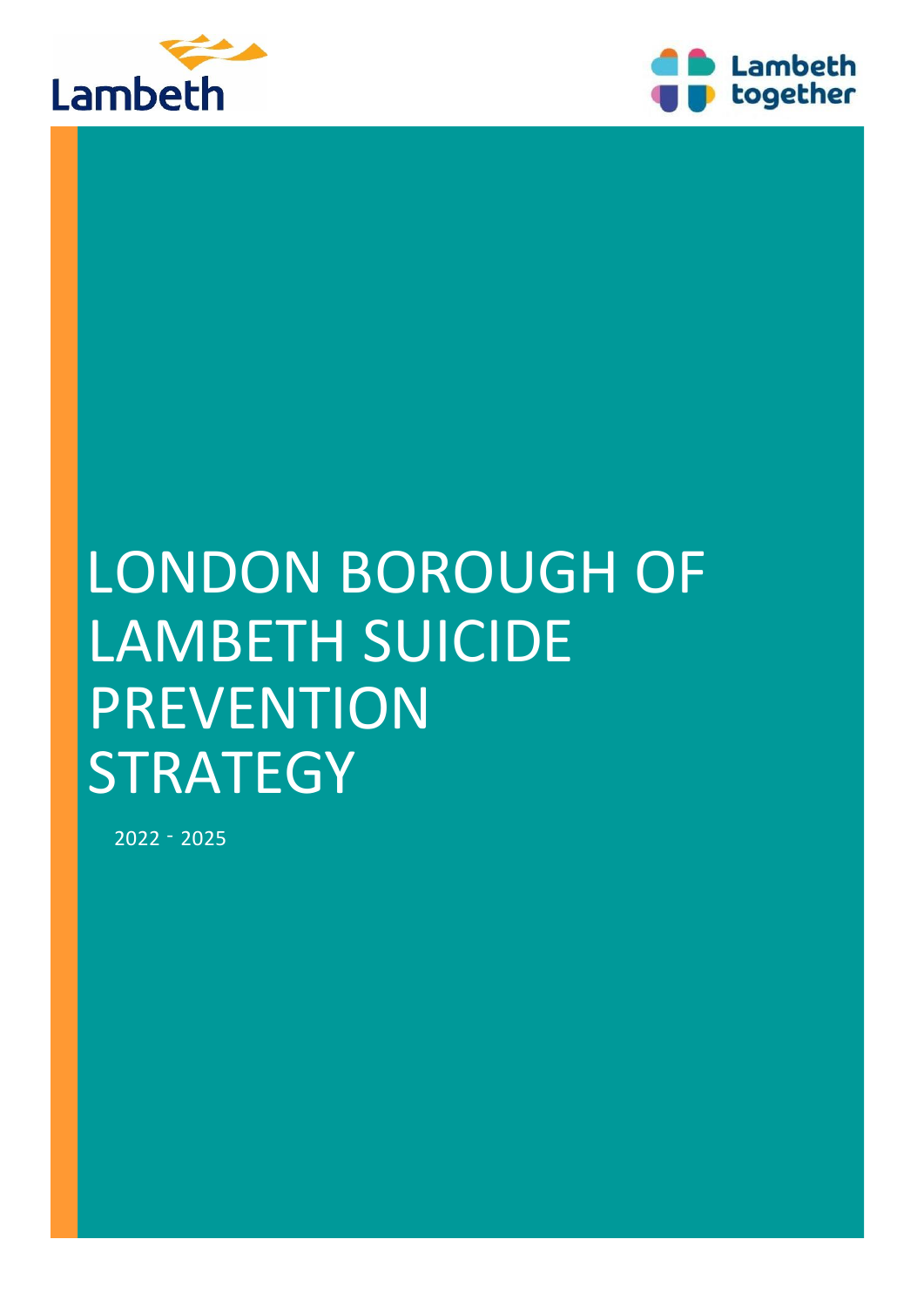# LONDON BOROUGH OF LAMBETH SUICIDE PREVENTION STRATEGY

2022 - 2025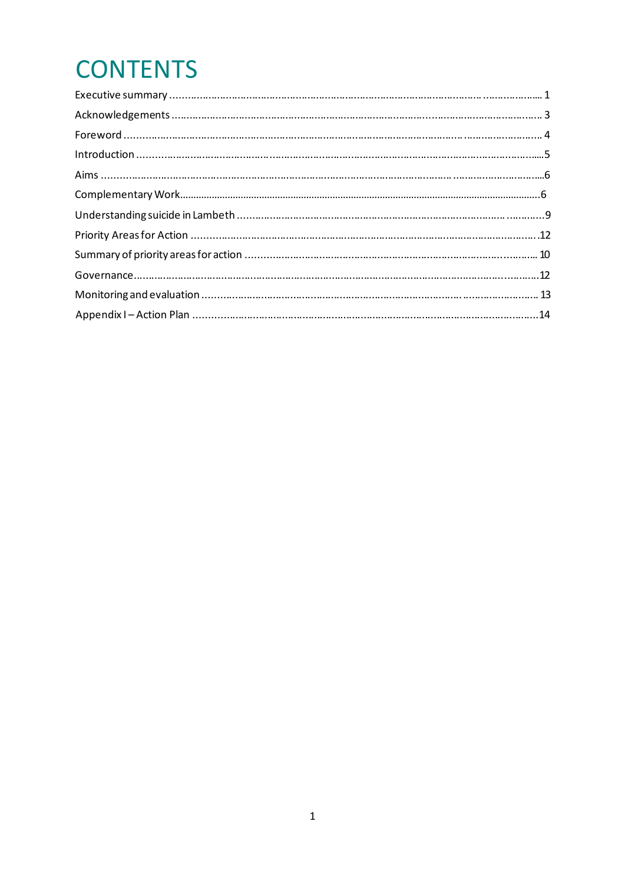# CONTENTS

Executive summary ........................................................................................................ 1

Acknowledgements ......................................................................................................... 3

Foreword ........................................................................................................................ 4

Introduction ..................................................................................................................... 5

Aims ................................................................................................................................ 6

Complementary Work ...................................................................................................... 6

Understanding suicide in Lambeth .................................................................................. 9

Priority Areas for Action ................................................................................................ 12

Summary of priority areas for action ............................................................................. 10

Governance ................................................................................................................... 12

Monitoring and evaluation ............................................................................................. 13

Appendix I – Action Plan ................................................................................................ 14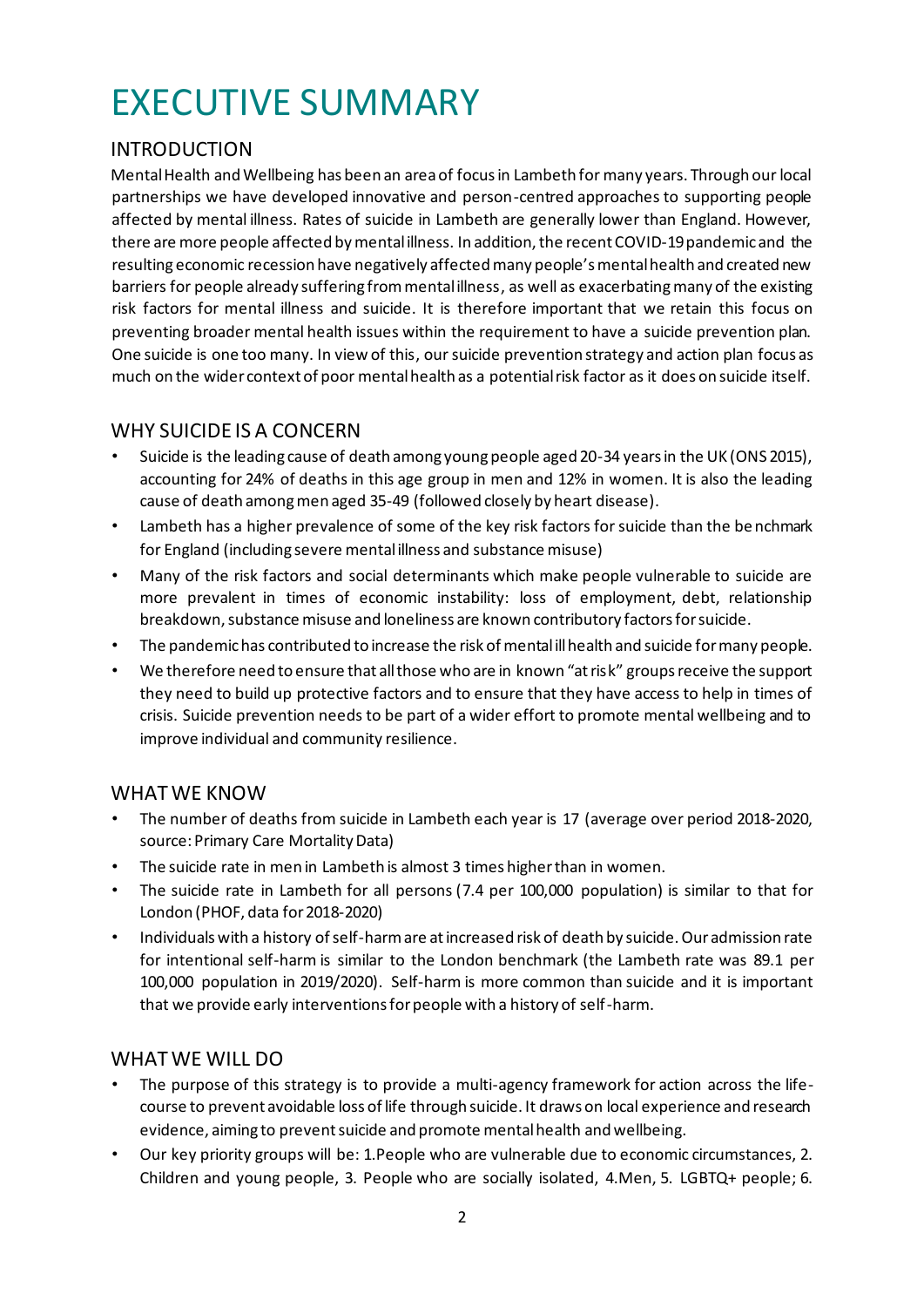# EXECUTIVE SUMMARY

## INTRODUCTION

Mental Health and Wellbeing has been an area of focus in Lambeth for many years. Through our local partnerships we have developed innovative and person-centred approaches to supporting people affected by mental illness. Rates of suicide in Lambeth are generally lower than England. However, there are more people affected by mental illness. In addition, the recent COVID-19 pandemic and the resulting economic recession have negatively affected many people's mental health and created new barriers for people already suffering from mental illness, as well as exacerbating many of the existing risk factors for mental illness and suicide. It is therefore important that we retain this focus on preventing broader mental health issues within the requirement to have a suicide prevention plan. One suicide is one too many. In view of this, our suicide prevention strategy and action plan focus as much on the wider context of poor mental health as a potential risk factor as it does on suicide itself.

## WHY SUICIDE IS A CONCERN

- Suicide is the leading cause of death among young people aged 20-34 years in the UK (ONS 2015), accounting for 24% of deaths in this age group in men and 12% in women. It is also the leading cause of death among men aged 35-49 (followed closely by heart disease).
- Lambeth has a higher prevalence of some of the key risk factors for suicide than the benchmark for England (including severe mental illness and substance misuse)
- Many of the risk factors and social determinants which make people vulnerable to suicide are more prevalent in times of economic instability: loss of employment, debt, relationship breakdown, substance misuse and loneliness are known contributory factors for suicide.
- The pandemic has contributed to increase the risk of mental ill health and suicide for many people.
- We therefore need to ensure that all those who are in known "at risk" groups receive the support they need to build up protective factors and to ensure that they have access to help in times of crisis. Suicide prevention needs to be part of a wider effort to promote mental wellbeing and to improve individual and community resilience.

## WHAT WE KNOW

- The number of deaths from suicide in Lambeth each year is 17 (average over period 2018-2020, source: Primary Care Mortality Data)
- The suicide rate in men in Lambeth is almost 3 times higher than in women.
- The suicide rate in Lambeth for all persons (7.4 per 100,000 population) is similar to that for London (PHOF, data for 2018-2020)
- Individuals with a history of self-harm are at increased risk of death by suicide. Our admission rate for intentional self-harm is similar to the London benchmark (the Lambeth rate was 89.1 per 100,000 population in 2019/2020). Self-harm is more common than suicide and it is important that we provide early interventions for people with a history of self-harm.

## WHAT WE WILL DO

- The purpose of this strategy is to provide a multi-agency framework for action across the life-course to prevent avoidable loss of life through suicide. It draws on local experience and research evidence, aiming to prevent suicide and promote mental health and wellbeing.
- Our key priority groups will be: 1.People who are vulnerable due to economic circumstances, 2. Children and young people, 3. People who are socially isolated, 4.Men, 5. LGBTQ+ people; 6.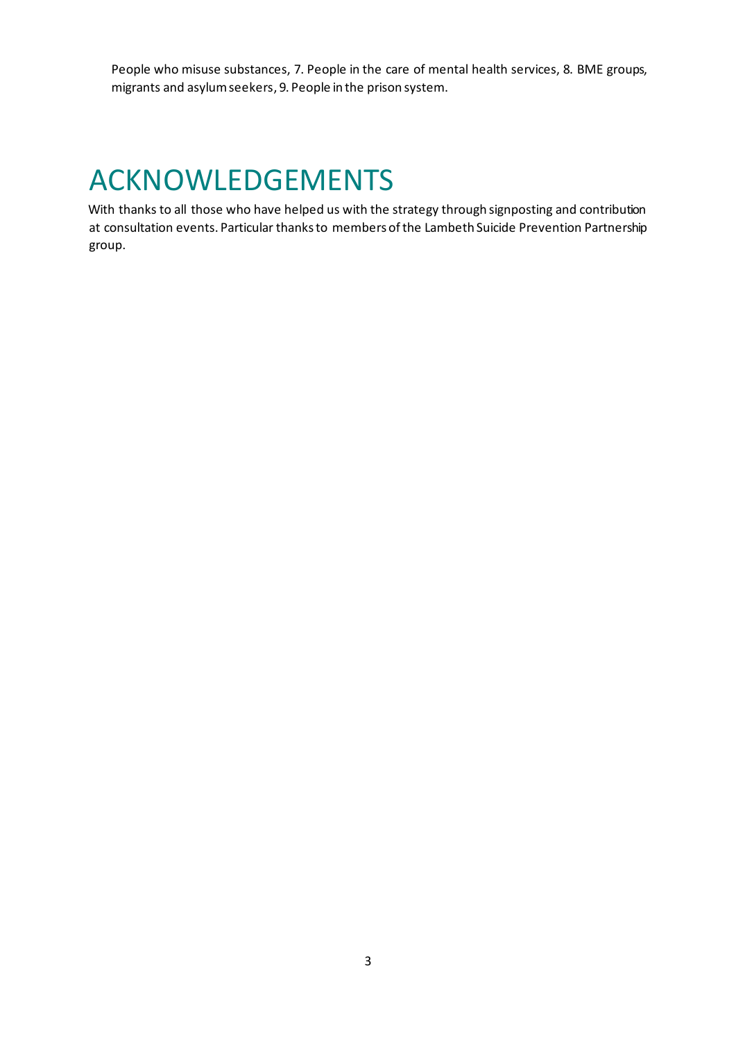People who misuse substances, 7. People in the care of mental health services, 8. BME groups, migrants and asylum seekers, 9. People in the prison system.

# ACKNOWLEDGEMENTS

With thanks to all those who have helped us with the strategy through signposting and contribution at consultation events. Particular thanks to members of the Lambeth Suicide Prevention Partnership group.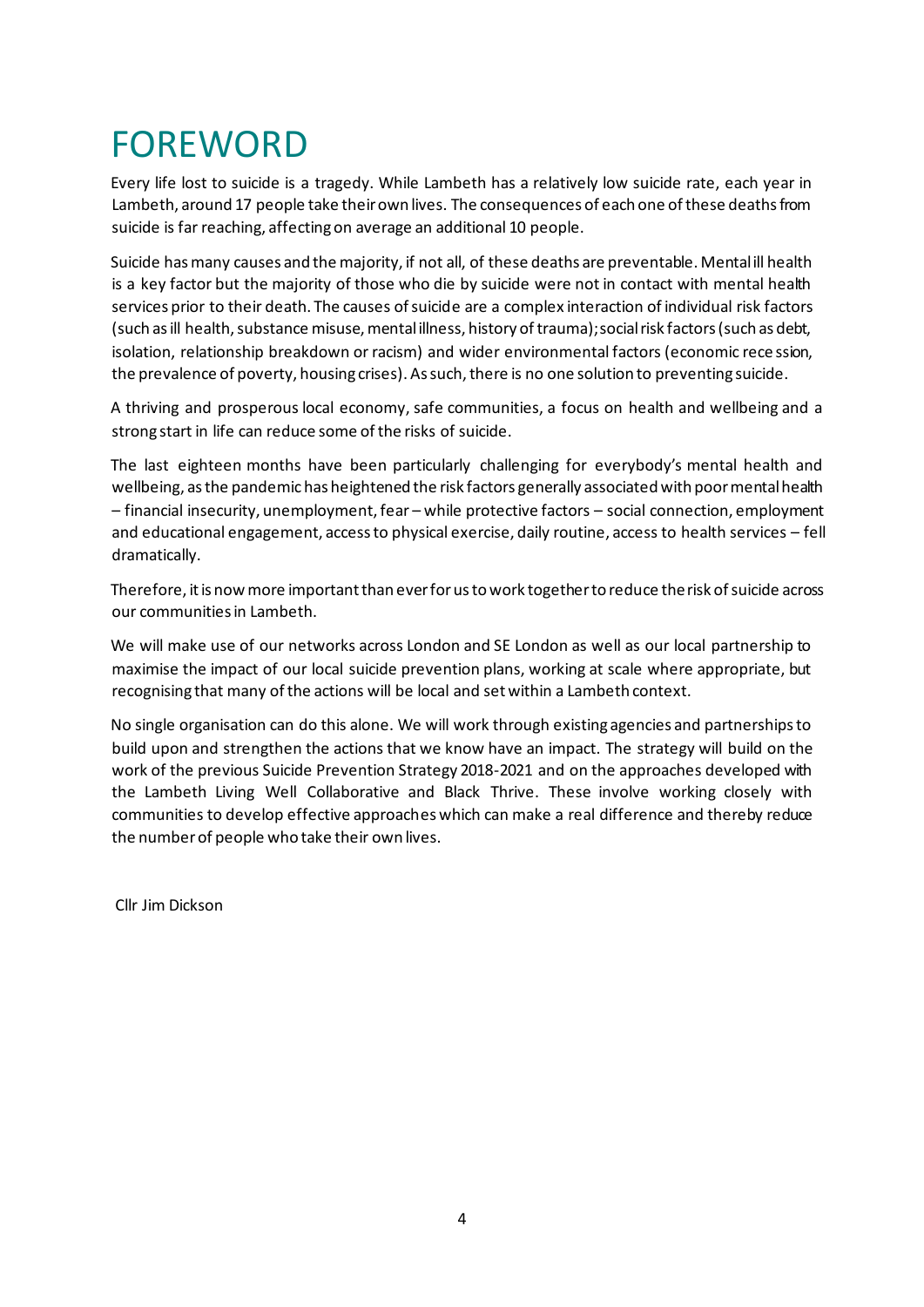# FOREWORD

Every life lost to suicide is a tragedy. While Lambeth has a relatively low suicide rate, each year in Lambeth, around 17 people take their own lives. The consequences of each one of these deaths from suicide is far reaching, affecting on average an additional 10 people.

Suicide has many causes and the majority, if not all, of these deaths are preventable. Mental ill health is a key factor but the majority of those who die by suicide were not in contact with mental health services prior to their death. The causes of suicide are a complex interaction of individual risk factors (such as ill health, substance misuse, mental illness, history of trauma); social risk factors (such as debt, isolation, relationship breakdown or racism) and wider environmental factors (economic recession, the prevalence of poverty, housing crises). As such, there is no one solution to preventing suicide.

A thriving and prosperous local economy, safe communities, a focus on health and wellbeing and a strong start in life can reduce some of the risks of suicide.

The last eighteen months have been particularly challenging for everybody's mental health and wellbeing, as the pandemic has heightened the risk factors generally associated with poor mental health – financial insecurity, unemployment, fear – while protective factors – social connection, employment and educational engagement, access to physical exercise, daily routine, access to health services – fell dramatically.

Therefore, it is now more important than ever for us to work together to reduce the risk of suicide across our communities in Lambeth.

We will make use of our networks across London and SE London as well as our local partnership to maximise the impact of our local suicide prevention plans, working at scale where appropriate, but recognising that many of the actions will be local and set within a Lambeth context.

No single organisation can do this alone. We will work through existing agencies and partnerships to build upon and strengthen the actions that we know have an impact. The strategy will build on the work of the previous Suicide Prevention Strategy 2018-2021 and on the approaches developed with the Lambeth Living Well Collaborative and Black Thrive. These involve working closely with communities to develop effective approaches which can make a real difference and thereby reduce the number of people who take their own lives.

Cllr Jim Dickson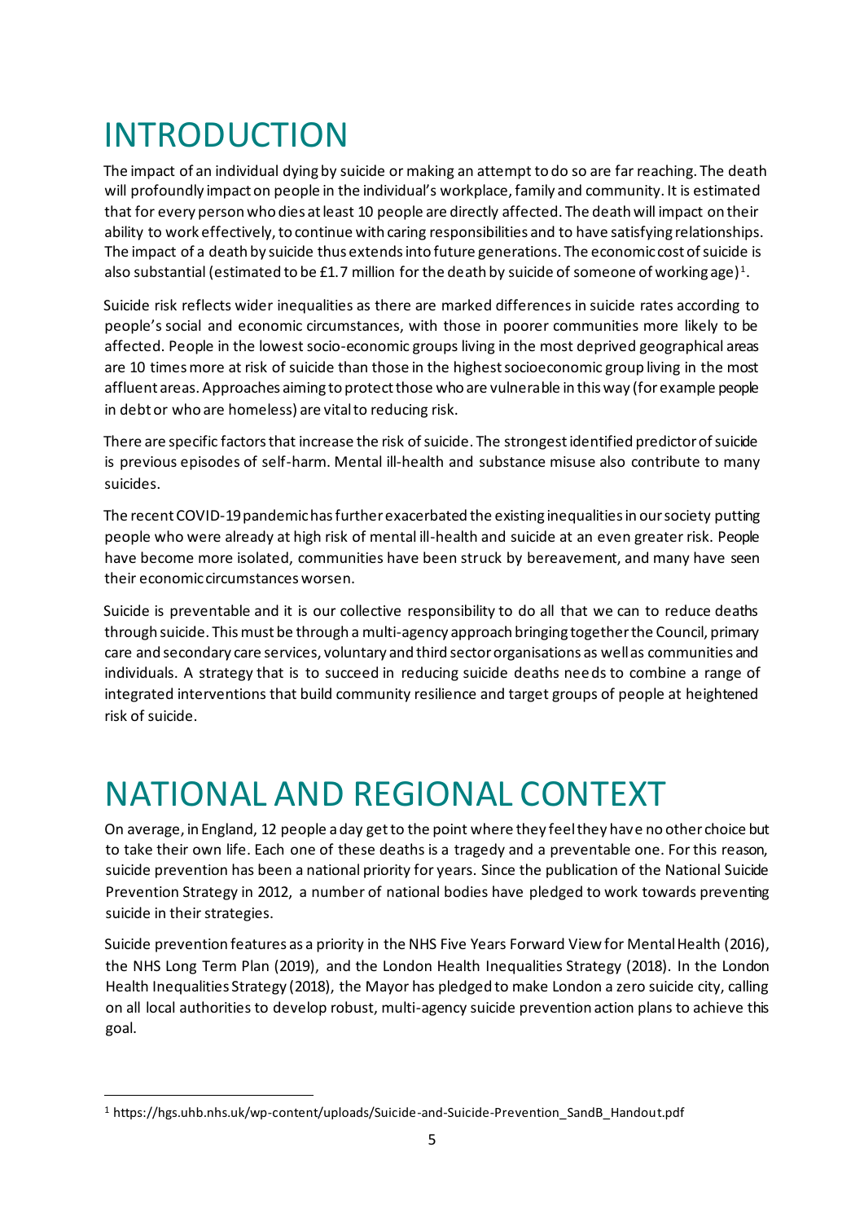# INTRODUCTION

The impact of an individual dying by suicide or making an attempt to do so are far reaching. The death will profoundly impact on people in the individual's workplace, family and community. It is estimated that for every person who dies at least 10 people are directly affected. The death will impact on their ability to work effectively, to continue with caring responsibilities and to have satisfying relationships. The impact of a death by suicide thus extends into future generations. The economic cost of suicide is also substantial (estimated to be £1.7 million for the death by suicide of someone of working age)[1].

Suicide risk reflects wider inequalities as there are marked differences in suicide rates according to people's social and economic circumstances, with those in poorer communities more likely to be affected. People in the lowest socio-economic groups living in the most deprived geographical areas are 10 times more at risk of suicide than those in the highest socioeconomic group living in the most affluent areas. Approaches aiming to protect those who are vulnerable in this way (for example people in debt or who are homeless) are vital to reducing risk.

There are specific factors that increase the risk of suicide. The strongest identified predictor of suicide is previous episodes of self-harm. Mental ill-health and substance misuse also contribute to many suicides.

The recent COVID-19 pandemic has further exacerbated the existing inequalities in our society putting people who were already at high risk of mental ill-health and suicide at an even greater risk. People have become more isolated, communities have been struck by bereavement, and many have seen their economic circumstances worsen.

Suicide is preventable and it is our collective responsibility to do all that we can to reduce deaths through suicide. This must be through a multi-agency approach bringing together the Council, primary care and secondary care services, voluntary and third sector organisations as well as communities and individuals. A strategy that is to succeed in reducing suicide deaths needs to combine a range of integrated interventions that build community resilience and target groups of people at heightened risk of suicide.

# NATIONAL AND REGIONAL CONTEXT

On average, in England, 12 people a day get to the point where they feel they have no other choice but to take their own life. Each one of these deaths is a tragedy and a preventable one. For this reason, suicide prevention has been a national priority for years. Since the publication of the National Suicide Prevention Strategy in 2012, a number of national bodies have pledged to work towards preventing suicide in their strategies.

Suicide prevention features as a priority in the NHS Five Years Forward View for Mental Health (2016), the NHS Long Term Plan (2019), and the London Health Inequalities Strategy (2018). In the London Health Inequalities Strategy (2018), the Mayor has pledged to make London a zero suicide city, calling on all local authorities to develop robust, multi-agency suicide prevention action plans to achieve this goal.

[1] https://hgs.uhb.nhs.uk/wp-content/uploads/Suicide-and-Suicide-Prevention_SandB_Handout.pdf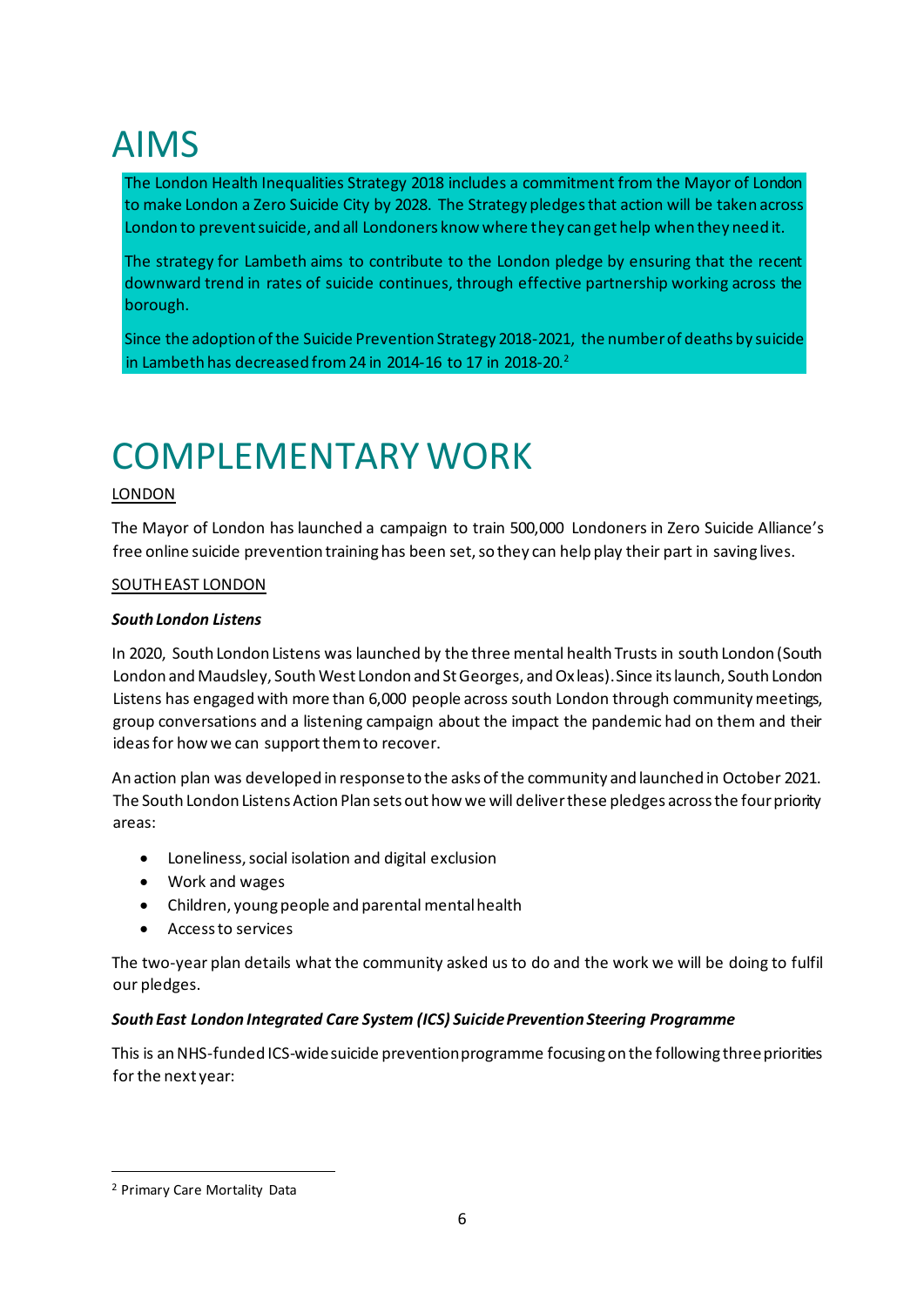# AIMS

The London Health Inequalities Strategy 2018 includes a commitment from the Mayor of London to make London a Zero Suicide City by 2028. The Strategy pledges that action will be taken across London to prevent suicide, and all Londoners know where they can get help when they need it.

The strategy for Lambeth aims to contribute to the London pledge by ensuring that the recent downward trend in rates of suicide continues, through effective partnership working across the borough.

Since the adoption of the Suicide Prevention Strategy 2018-2021, the number of deaths by suicide in Lambeth has decreased from 24 in 2014-16 to 17 in 2018-20.[2]

# COMPLEMENTARY WORK

LONDON

The Mayor of London has launched a campaign to train 500,000 Londoners in Zero Suicide Alliance's free online suicide prevention training has been set, so they can help play their part in saving lives.

SOUTH EAST LONDON

***South London Listens***

In 2020, South London Listens was launched by the three mental health Trusts in south London (South London and Maudsley, South West London and St Georges, and Oxleas). Since its launch, South London Listens has engaged with more than 6,000 people across south London through community meetings, group conversations and a listening campaign about the impact the pandemic had on them and their ideas for how we can support them to recover.

An action plan was developed in response to the asks of the community and launched in October 2021. The South London Listens Action Plan sets out how we will deliver these pledges across the four priority areas:

- Loneliness, social isolation and digital exclusion
- Work and wages
- Children, young people and parental mental health
- Access to services

The two-year plan details what the community asked us to do and the work we will be doing to fulfil our pledges.

***South East London Integrated Care System (ICS) Suicide Prevention Steering Programme***

This is an NHS-funded ICS-wide suicide prevention programme focusing on the following three priorities for the next year:

[2] Primary Care Mortality Data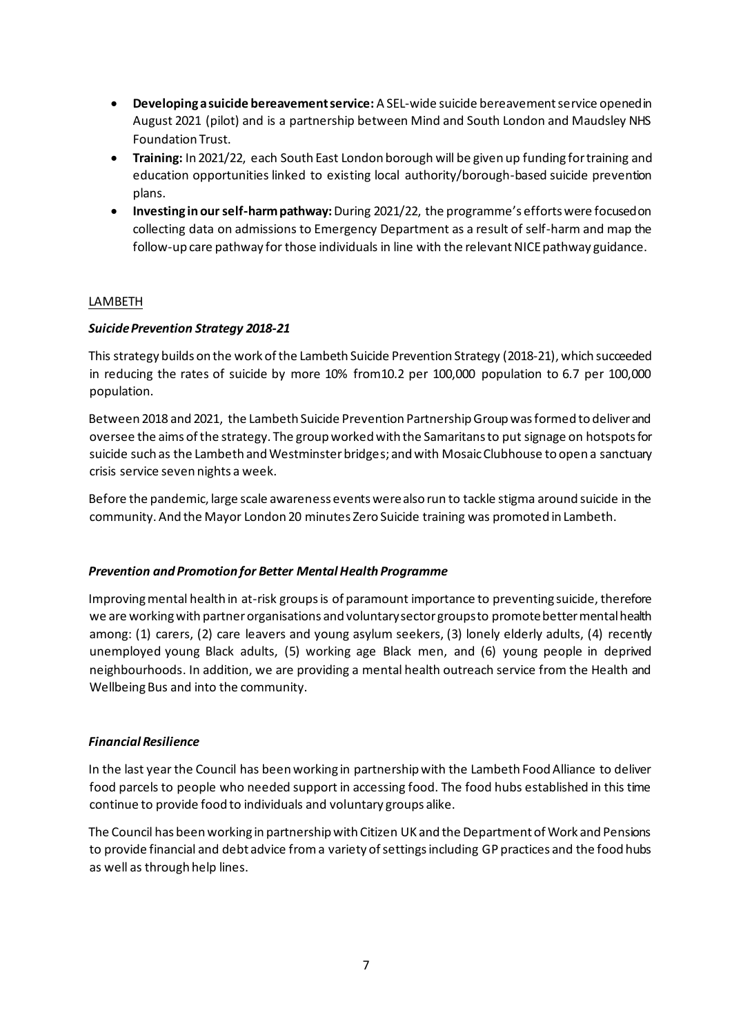- **Developing a suicide bereavement service:** A SEL-wide suicide bereavement service opened in August 2021 (pilot) and is a partnership between Mind and South London and Maudsley NHS Foundation Trust.
- **Training:** In 2021/22, each South East London borough will be given up funding for training and education opportunities linked to existing local authority/borough-based suicide prevention plans.
- **Investing in our self-harm pathway:** During 2021/22, the programme's efforts were focused on collecting data on admissions to Emergency Department as a result of self-harm and map the follow-up care pathway for those individuals in line with the relevant NICE pathway guidance.

<u>LAMBETH</u>

***Suicide Prevention Strategy 2018-21***

This strategy builds on the work of the Lambeth Suicide Prevention Strategy (2018-21), which succeeded in reducing the rates of suicide by more 10% from10.2 per 100,000 population to 6.7 per 100,000 population.

Between 2018 and 2021, the Lambeth Suicide Prevention Partnership Group was formed to deliver and oversee the aims of the strategy. The group worked with the Samaritans to put signage on hotspots for suicide such as the Lambeth and Westminster bridges; and with Mosaic Clubhouse to open a sanctuary crisis service seven nights a week.

Before the pandemic, large scale awareness events were also run to tackle stigma around suicide in the community. And the Mayor London 20 minutes Zero Suicide training was promoted in Lambeth.

***Prevention and Promotion for Better Mental Health Programme***

Improving mental health in at-risk groups is of paramount importance to preventing suicide, therefore we are working with partner organisations and voluntary sector groups to promote better mental health among: (1) carers, (2) care leavers and young asylum seekers, (3) lonely elderly adults, (4) recently unemployed young Black adults, (5) working age Black men, and (6) young people in deprived neighbourhoods. In addition, we are providing a mental health outreach service from the Health and Wellbeing Bus and into the community.

***Financial Resilience***

In the last year the Council has been working in partnership with the Lambeth Food Alliance to deliver food parcels to people who needed support in accessing food. The food hubs established in this time continue to provide food to individuals and voluntary groups alike.

The Council has been working in partnership with Citizen UK and the Department of Work and Pensions to provide financial and debt advice from a variety of settings including GP practices and the food hubs as well as through help lines.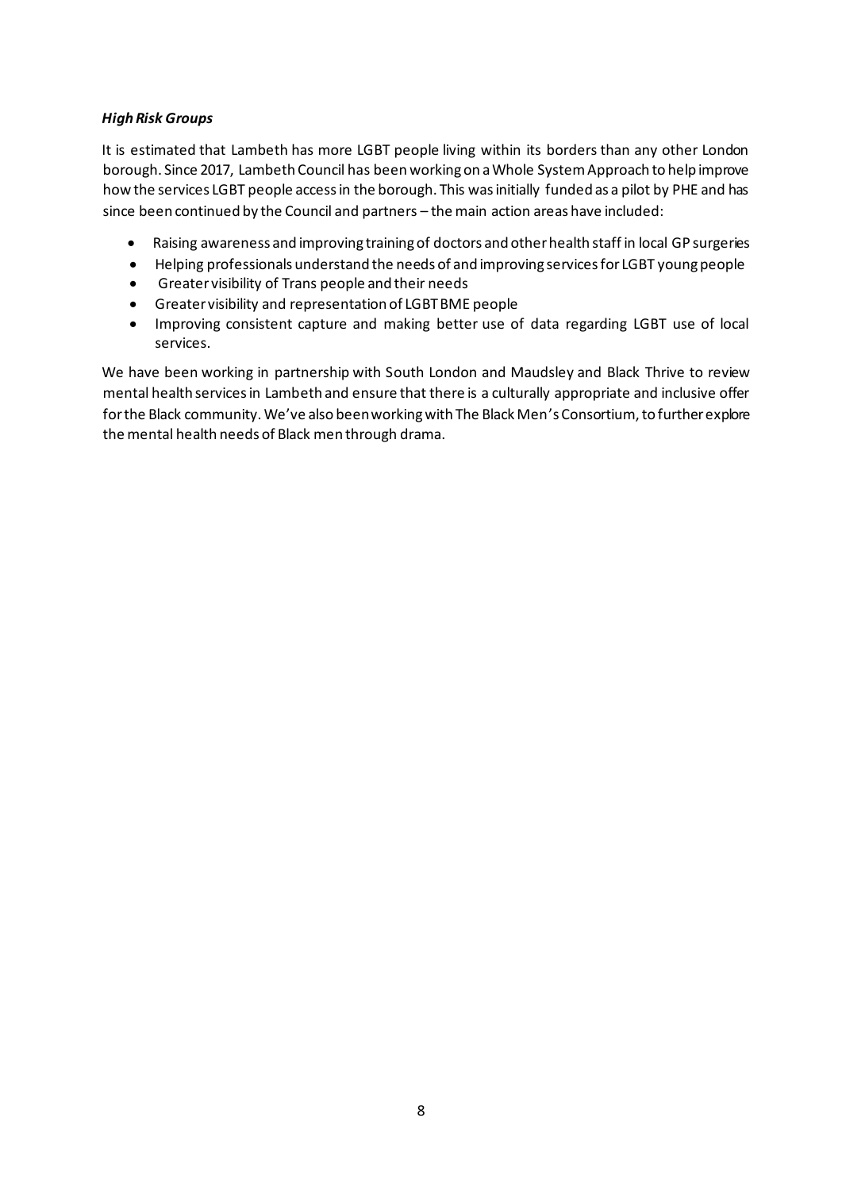***High Risk Groups***

It is estimated that Lambeth has more LGBT people living within its borders than any other London borough. Since 2017, Lambeth Council has been working on a Whole System Approach to help improve how the services LGBT people access in the borough. This was initially funded as a pilot by PHE and has since been continued by the Council and partners – the main action areas have included:

- Raising awareness and improving training of doctors and other health staff in local GP surgeries
- Helping professionals understand the needs of and improving services for LGBT young people
- Greater visibility of Trans people and their needs
- Greater visibility and representation of LGBT BME people
- Improving consistent capture and making better use of data regarding LGBT use of local services.

We have been working in partnership with South London and Maudsley and Black Thrive to review mental health services in Lambeth and ensure that there is a culturally appropriate and inclusive offer for the Black community. We've also been working with The Black Men's Consortium, to further explore the mental health needs of Black men through drama.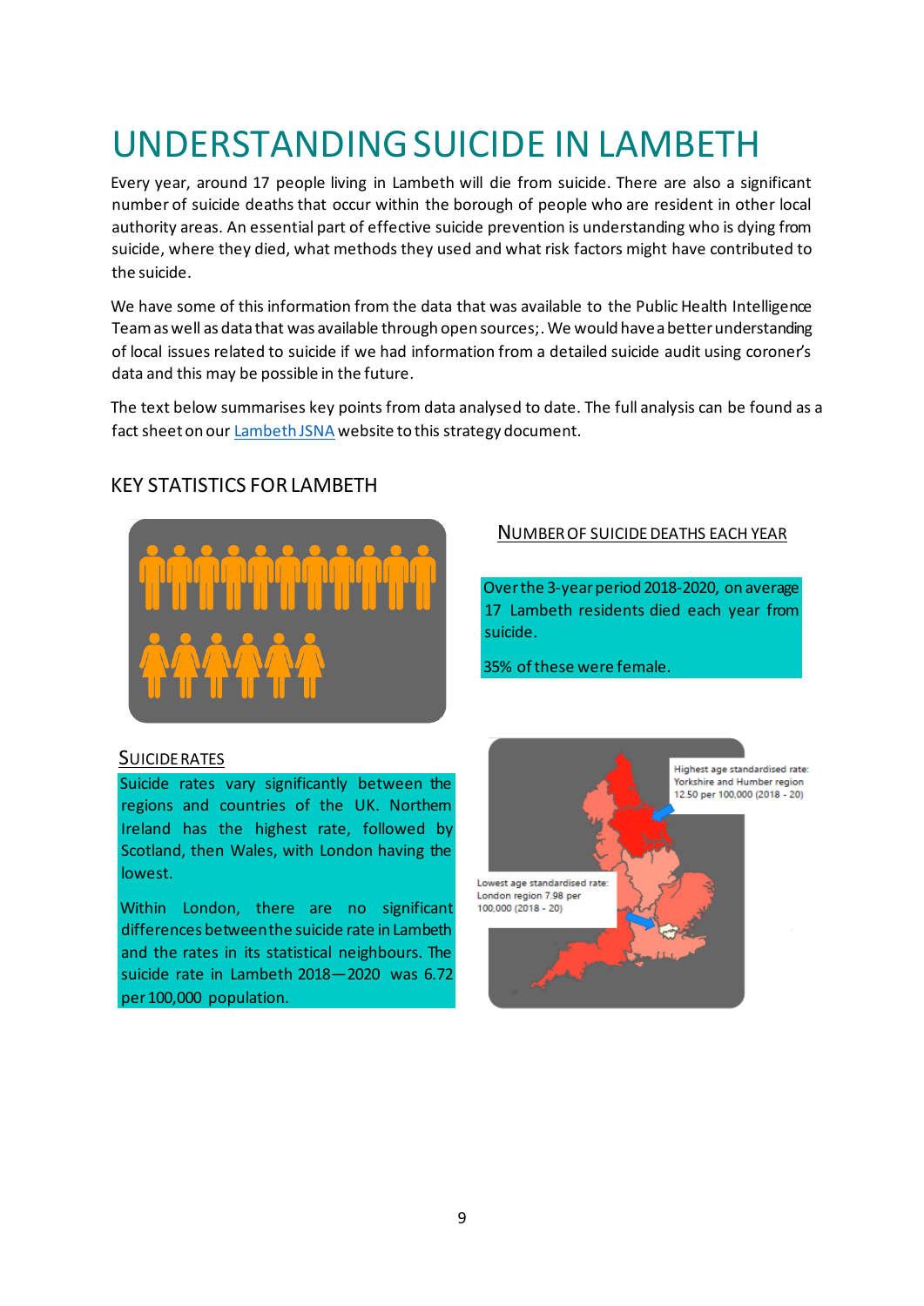# UNDERSTANDING SUICIDE IN LAMBETH

Every year, around 17 people living in Lambeth will die from suicide. There are also a significant number of suicide deaths that occur within the borough of people who are resident in other local authority areas. An essential part of effective suicide prevention is understanding who is dying from suicide, where they died, what methods they used and what risk factors might have contributed to the suicide.

We have some of this information from the data that was available to the Public Health Intelligence Team as well as data that was available through open sources;. We would have a better understanding of local issues related to suicide if we had information from a detailed suicide audit using coroner's data and this may be possible in the future.

The text below summarises key points from data analysed to date. The full analysis can be found as a fact sheet on our [Lambeth JSNA](Lambeth JSNA) website to this strategy document.

## KEY STATISTICS FOR LAMBETH

### NUMBER OF SUICIDE DEATHS EACH YEAR

Over the 3-year period 2018-2020, on average 17 Lambeth residents died each year from suicide.

35% of these were female.

### SUICIDE RATES

Suicide rates vary significantly between the regions and countries of the UK. Northern Ireland has the highest rate, followed by Scotland, then Wales, with London having the lowest.

Within London, there are no significant differences between the suicide rate in Lambeth and the rates in its statistical neighbours. The suicide rate in Lambeth 2018—2020 was 6.72 per 100,000 population.

Highest age standardised rate: Yorkshire and Humber region 12.50 per 100,000 (2018 - 20)

Lowest age standardised rate: London region 7.98 per 100,000 (2018 - 20)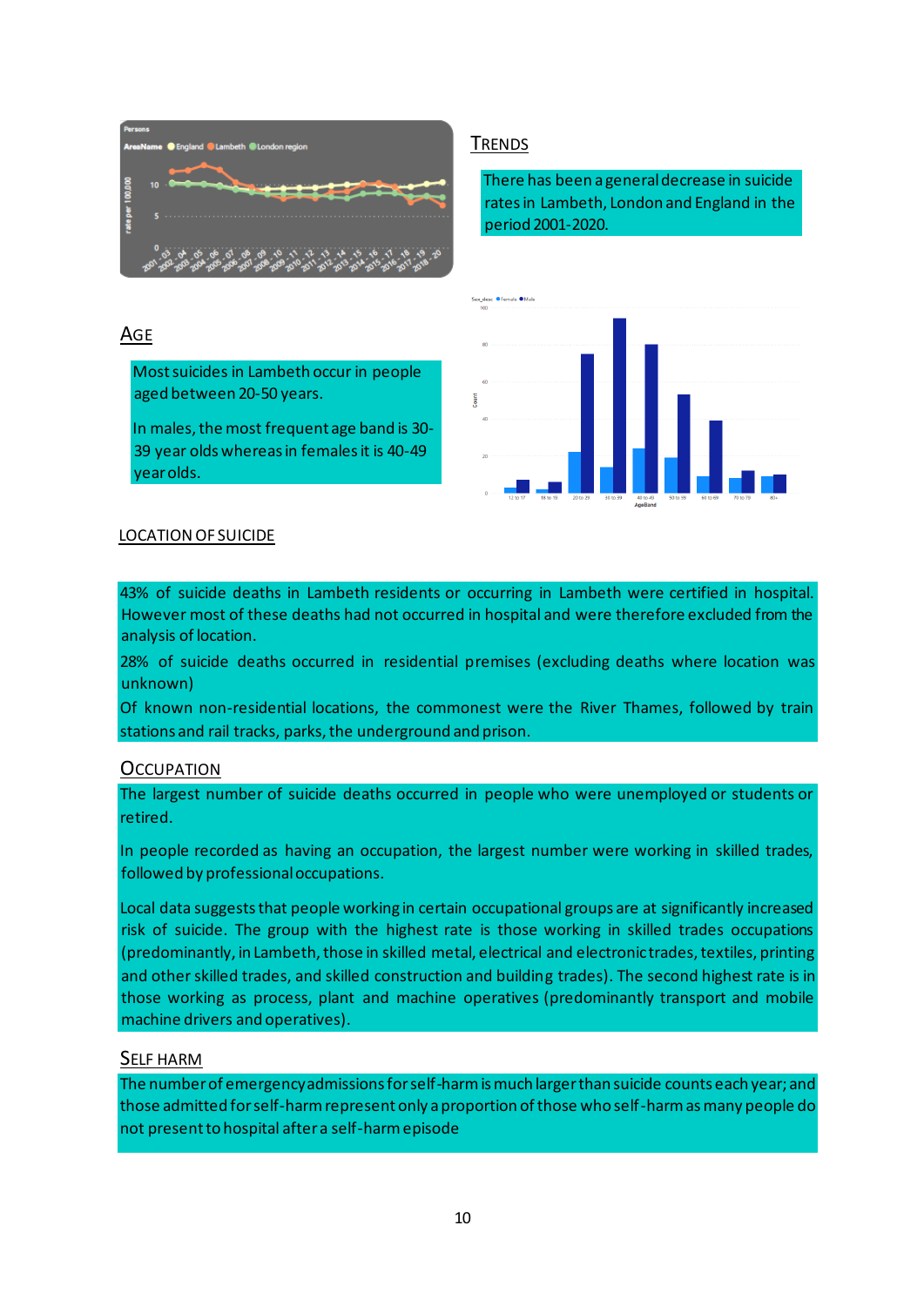## Trends

There has been a general decrease in suicide rates in Lambeth, London and England in the period 2001-2020.

## Age

Most suicides in Lambeth occur in people aged between 20-50 years.

In males, the most frequent age band is 30-39 year olds whereas in females it is 40-49 year olds.

## Location of Suicide

43% of suicide deaths in Lambeth residents or occurring in Lambeth were certified in hospital. However most of these deaths had not occurred in hospital and were therefore excluded from the analysis of location.

28% of suicide deaths occurred in residential premises (excluding deaths where location was unknown)

Of known non-residential locations, the commonest were the River Thames, followed by train stations and rail tracks, parks, the underground and prison.

## Occupation

The largest number of suicide deaths occurred in people who were unemployed or students or retired.

In people recorded as having an occupation, the largest number were working in skilled trades, followed by professional occupations.

Local data suggests that people working in certain occupational groups are at significantly increased risk of suicide. The group with the highest rate is those working in skilled trades occupations (predominantly, in Lambeth, those in skilled metal, electrical and electronic trades, textiles, printing and other skilled trades, and skilled construction and building trades). The second highest rate is in those working as process, plant and machine operatives (predominantly transport and mobile machine drivers and operatives).

## Self Harm

The number of emergency admissions for self-harm is much larger than suicide counts each year; and those admitted for self-harm represent only a proportion of those who self-harm as many people do not present to hospital after a self-harm episode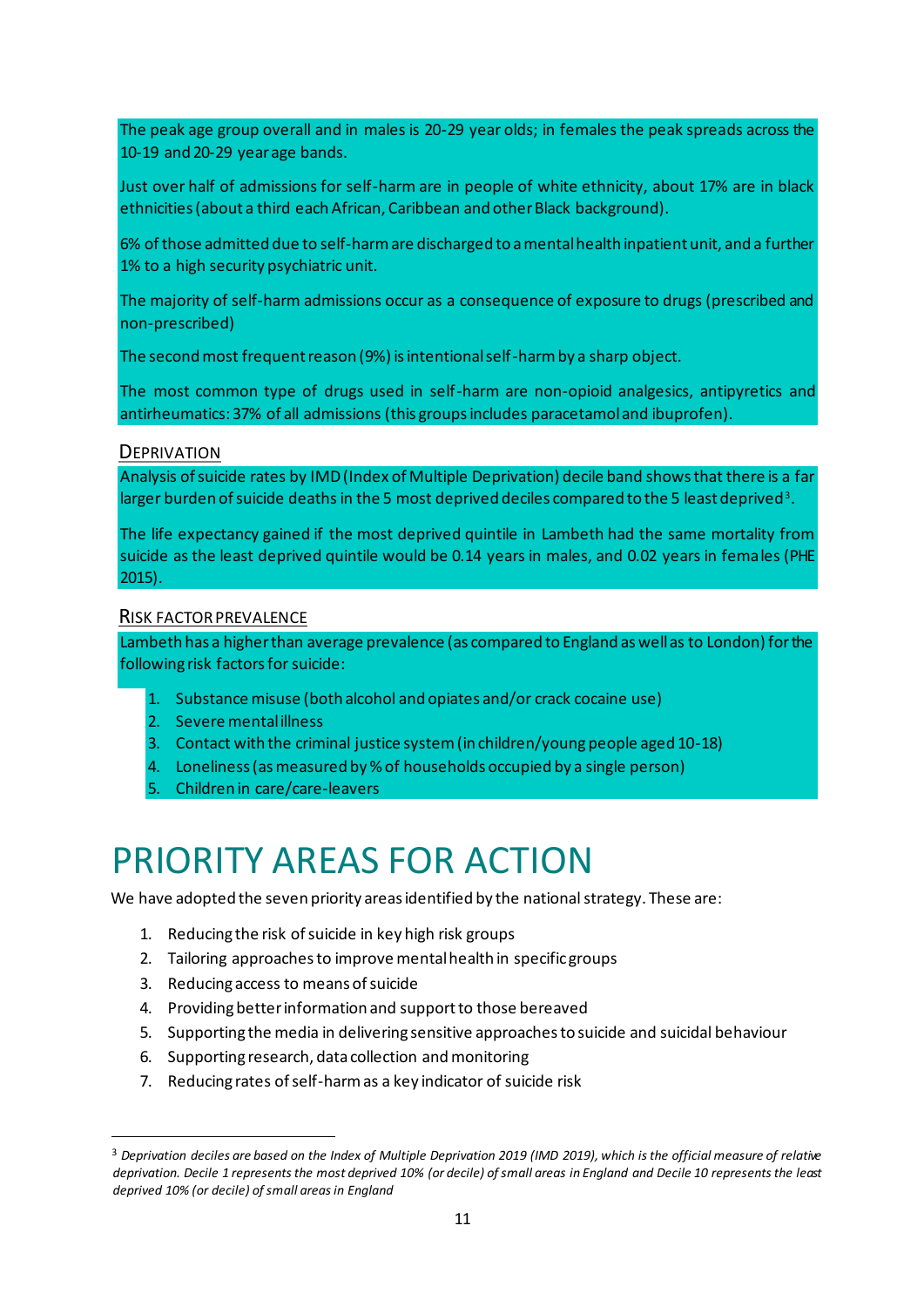The peak age group overall and in males is 20-29 year olds; in females the peak spreads across the 10-19 and 20-29 year age bands.

Just over half of admissions for self-harm are in people of white ethnicity, about 17% are in black ethnicities (about a third each African, Caribbean and other Black background).

6% of those admitted due to self-harm are discharged to a mental health inpatient unit, and a further 1% to a high security psychiatric unit.

The majority of self-harm admissions occur as a consequence of exposure to drugs (prescribed and non-prescribed)

The second most frequent reason (9%) is intentional self-harm by a sharp object.

The most common type of drugs used in self-harm are non-opioid analgesics, antipyretics and antirheumatics: 37% of all admissions (this groups includes paracetamol and ibuprofen).

### Deprivation

Analysis of suicide rates by IMD (Index of Multiple Deprivation) decile band shows that there is a far larger burden of suicide deaths in the 5 most deprived deciles compared to the 5 least deprived[3].

The life expectancy gained if the most deprived quintile in Lambeth had the same mortality from suicide as the least deprived quintile would be 0.14 years in males, and 0.02 years in females (PHE 2015).

### Risk factor prevalence

Lambeth has a higher than average prevalence (as compared to England as well as to London) for the following risk factors for suicide:

1. Substance misuse (both alcohol and opiates and/or crack cocaine use)
2. Severe mental illness
3. Contact with the criminal justice system (in children/young people aged 10-18)
4. Loneliness (as measured by % of households occupied by a single person)
5. Children in care/care-leavers

# PRIORITY AREAS FOR ACTION

We have adopted the seven priority areas identified by the national strategy. These are:

1. Reducing the risk of suicide in key high risk groups
2. Tailoring approaches to improve mental health in specific groups
3. Reducing access to means of suicide
4. Providing better information and support to those bereaved
5. Supporting the media in delivering sensitive approaches to suicide and suicidal behaviour
6. Supporting research, data collection and monitoring
7. Reducing rates of self-harm as a key indicator of suicide risk

---

[3] *Deprivation deciles are based on the Index of Multiple Deprivation 2019 (IMD 2019), which is the official measure of relative deprivation. Decile 1 represents the most deprived 10% (or decile) of small areas in England and Decile 10 represents the least deprived 10% (or decile) of small areas in England*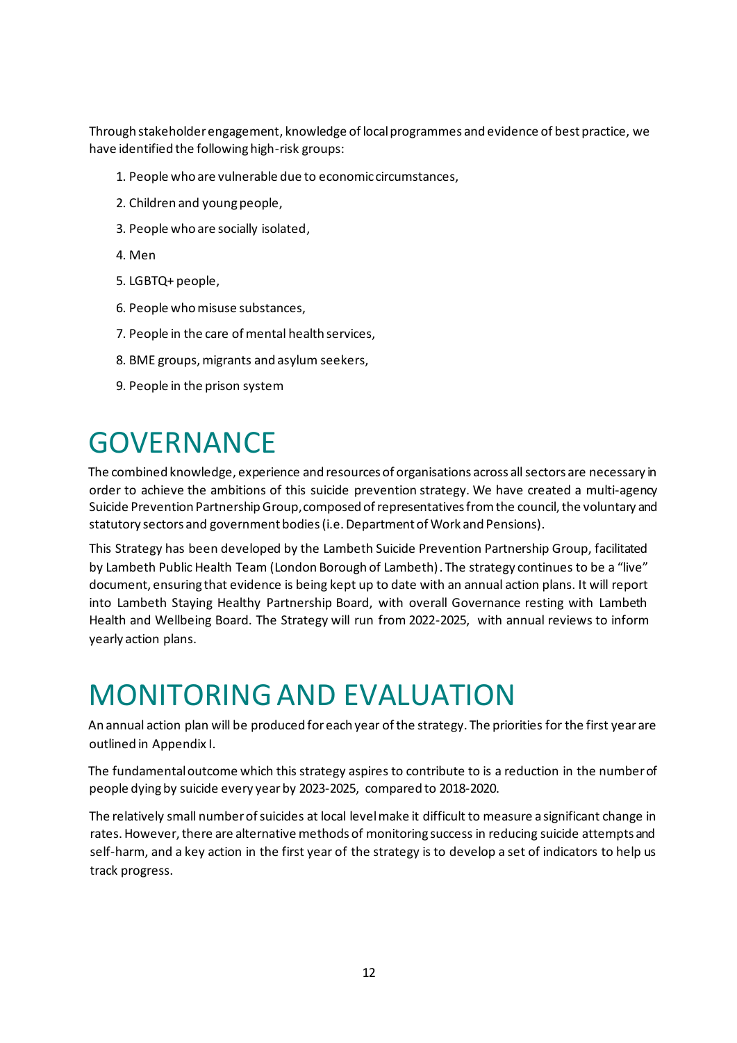Through stakeholder engagement, knowledge of local programmes and evidence of best practice, we have identified the following high-risk groups:

1. People who are vulnerable due to economic circumstances,
2. Children and young people,
3. People who are socially isolated,
4. Men
5. LGBTQ+ people,
6. People who misuse substances,
7. People in the care of mental health services,
8. BME groups, migrants and asylum seekers,
9. People in the prison system

# GOVERNANCE

The combined knowledge, experience and resources of organisations across all sectors are necessary in order to achieve the ambitions of this suicide prevention strategy. We have created a multi-agency Suicide Prevention Partnership Group, composed of representatives from the council, the voluntary and statutory sectors and government bodies (i.e. Department of Work and Pensions).

This Strategy has been developed by the Lambeth Suicide Prevention Partnership Group, facilitated by Lambeth Public Health Team (London Borough of Lambeth). The strategy continues to be a "live" document, ensuring that evidence is being kept up to date with an annual action plans. It will report into Lambeth Staying Healthy Partnership Board, with overall Governance resting with Lambeth Health and Wellbeing Board. The Strategy will run from 2022-2025, with annual reviews to inform yearly action plans.

# MONITORING AND EVALUATION

An annual action plan will be produced for each year of the strategy. The priorities for the first year are outlined in Appendix I.

The fundamental outcome which this strategy aspires to contribute to is a reduction in the number of people dying by suicide every year by 2023-2025, compared to 2018-2020.

The relatively small number of suicides at local level make it difficult to measure a significant change in rates. However, there are alternative methods of monitoring success in reducing suicide attempts and self-harm, and a key action in the first year of the strategy is to develop a set of indicators to help us track progress.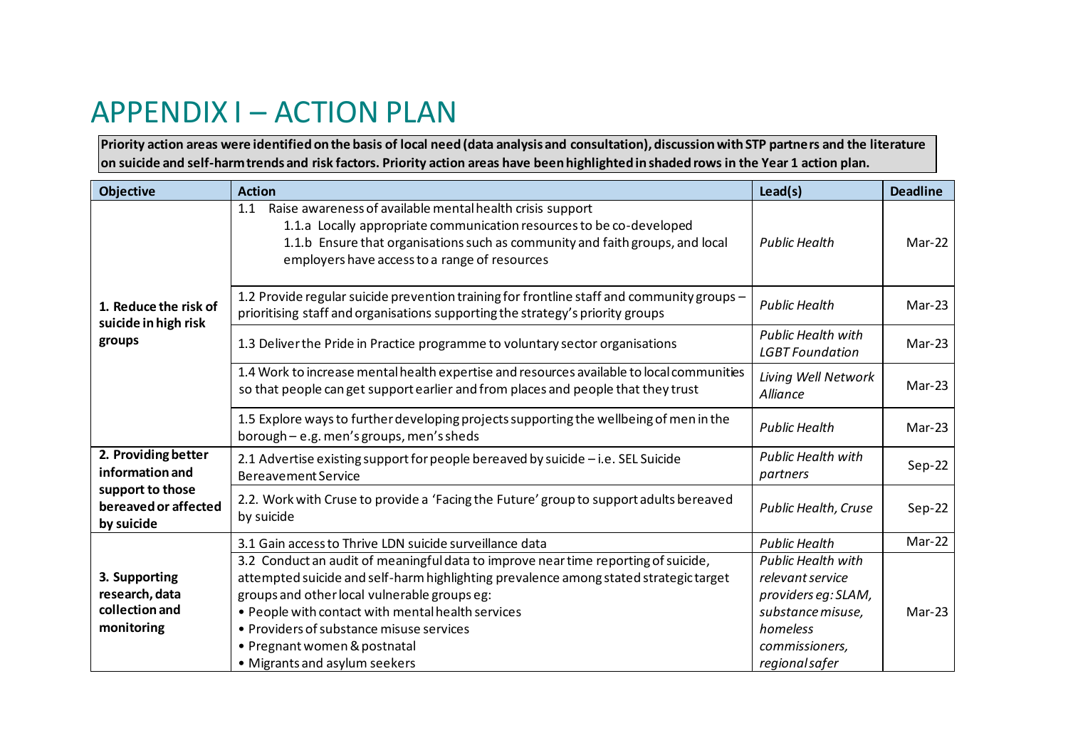# APPENDIX I – ACTION PLAN

**Priority action areas were identified on the basis of local need (data analysis and consultation), discussion with STP partners and the literature on suicide and self-harm trends and risk factors. Priority action areas have been highlighted in shaded rows in the Year 1 action plan.**

| Objective | Action | Lead(s) | Deadline |
|---|---|---|---|
| **1. Reduce the risk of suicide in high risk groups** | 1.1 Raise awareness of available mental health crisis support<br>1.1.a Locally appropriate communication resources to be co-developed<br>1.1.b Ensure that organisations such as community and faith groups, and local employers have access to a range of resources | *Public Health* | Mar-22 |
| | 1.2 Provide regular suicide prevention training for frontline staff and community groups – prioritising staff and organisations supporting the strategy's priority groups | *Public Health* | Mar-23 |
| | 1.3 Deliver the Pride in Practice programme to voluntary sector organisations | *Public Health with LGBT Foundation* | Mar-23 |
| | 1.4 Work to increase mental health expertise and resources available to local communities so that people can get support earlier and from places and people that they trust | *Living Well Network Alliance* | Mar-23 |
| | 1.5 Explore ways to further developing projects supporting the wellbeing of men in the borough – e.g. men's groups, men's sheds | *Public Health* | Mar-23 |
| **2. Providing better information and support to those bereaved or affected by suicide** | 2.1 Advertise existing support for people bereaved by suicide – i.e. SEL Suicide Bereavement Service | *Public Health with partners* | Sep-22 |
| | 2.2. Work with Cruse to provide a 'Facing the Future' group to support adults bereaved by suicide | *Public Health, Cruse* | Sep-22 |
| **3. Supporting research, data collection and monitoring** | 3.1 Gain access to Thrive LDN suicide surveillance data | *Public Health* | Mar-22 |
| | 3.2 Conduct an audit of meaningful data to improve near time reporting of suicide, attempted suicide and self-harm highlighting prevalence among stated strategic target groups and other local vulnerable groups eg:<br>• People with contact with mental health services<br>• Providers of substance misuse services<br>• Pregnant women & postnatal<br>• Migrants and asylum seekers | *Public Health with relevant service providers eg: SLAM, substance misuse, homeless commissioners, regional safer* | Mar-23 |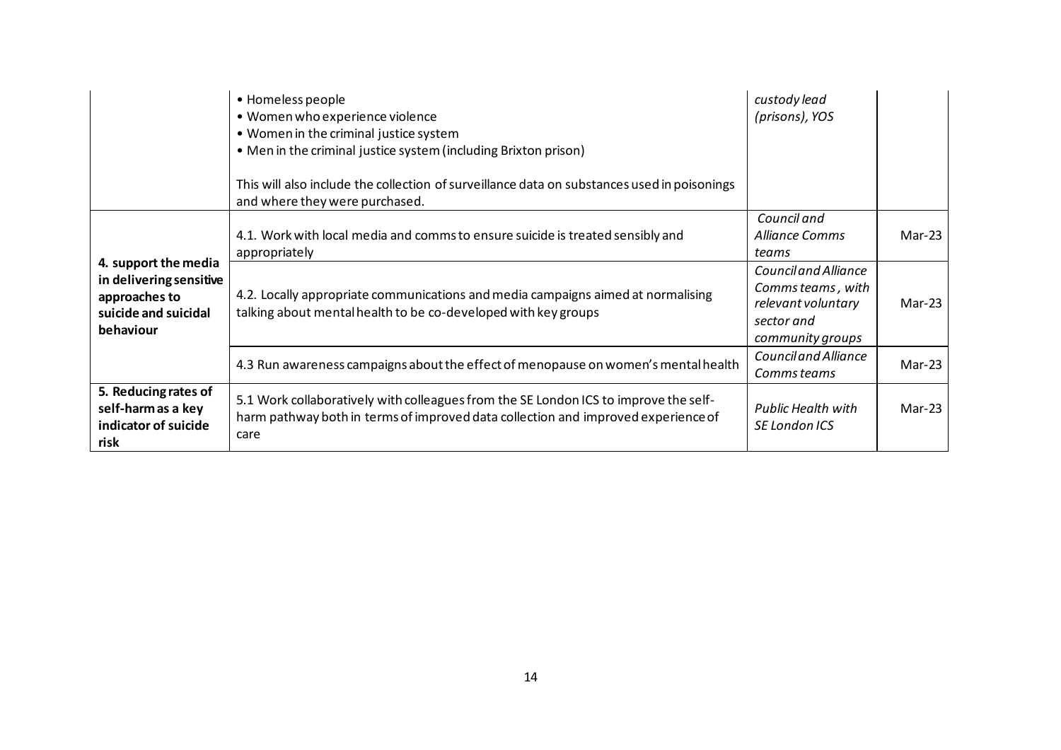| | | | |
|---|---|---|---|
| | • Homeless people<br>• Women who experience violence<br>• Women in the criminal justice system<br>• Men in the criminal justice system (including Brixton prison)<br><br>This will also include the collection of surveillance data on substances used in poisonings and where they were purchased. | *custody lead (prisons), YOS* | |
| **4. support the media in delivering sensitive approaches to suicide and suicidal behaviour** | 4.1. Work with local media and comms to ensure suicide is treated sensibly and appropriately | *Council and Alliance Comms teams* | Mar-23 |
| | 4.2. Locally appropriate communications and media campaigns aimed at normalising talking about mental health to be co-developed with key groups | *Council and Alliance Comms teams , with relevant voluntary sector and community groups* | Mar-23 |
| | 4.3 Run awareness campaigns about the effect of menopause on women's mental health | *Council and Alliance Comms teams* | Mar-23 |
| **5. Reducing rates of self-harm as a key indicator of suicide risk** | 5.1 Work collaboratively with colleagues from the SE London ICS to improve the self-harm pathway both in terms of improved data collection and improved experience of care | *Public Health with SE London ICS* | Mar-23 |